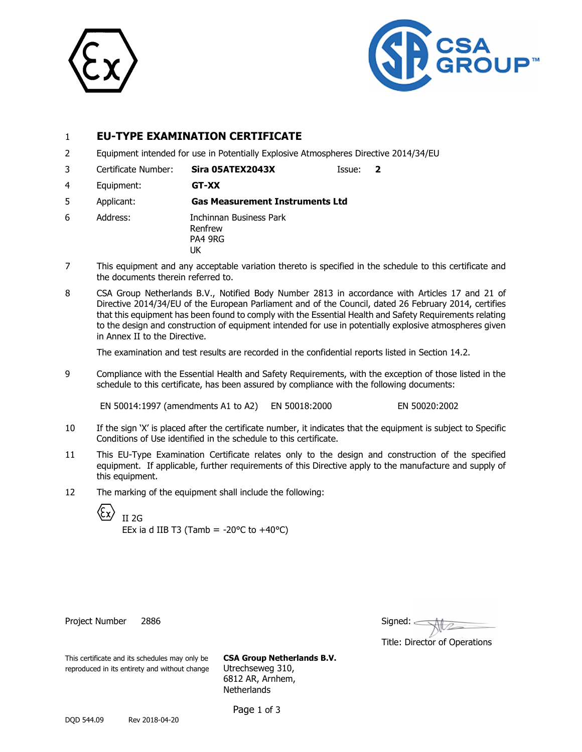1 **EU-TYPE EXAMINATION CERTIFICATE**

2 Equipment intended for use in Potentially Explosive Atmospheres Directive 2014/34/EU

3 Certificate Number: **Sira 05ATEX2043X** Issue: **2**

4 Equipment: **GT-XX**

5 Applicant: **Gas Measurement Instruments Ltd**

6 Address: Inchinnan Business Park
Renfrew
PA4 9RG
UK

7 This equipment and any acceptable variation thereto is specified in the schedule to this certificate and the documents therein referred to.

8 CSA Group Netherlands B.V., Notified Body Number 2813 in accordance with Articles 17 and 21 of Directive 2014/34/EU of the European Parliament and of the Council, dated 26 February 2014, certifies that this equipment has been found to comply with the Essential Health and Safety Requirements relating to the design and construction of equipment intended for use in potentially explosive atmospheres given in Annex II to the Directive.

The examination and test results are recorded in the confidential reports listed in Section 14.2.

9 Compliance with the Essential Health and Safety Requirements, with the exception of those listed in the schedule to this certificate, has been assured by compliance with the following documents:

EN 50014:1997 (amendments A1 to A2) EN 50018:2000 EN 50020:2002

10 If the sign 'X' is placed after the certificate number, it indicates that the equipment is subject to Specific Conditions of Use identified in the schedule to this certificate.

11 This EU-Type Examination Certificate relates only to the design and construction of the specified equipment. If applicable, further requirements of this Directive apply to the manufacture and supply of this equipment.

12 The marking of the equipment shall include the following:

II 2G
EEx ia d IIB T3 (Tamb = -20°C to +40°C)

Project Number 2886

Signed:

Title: Director of Operations

This certificate and its schedules may only be reproduced in its entirety and without change

**CSA Group Netherlands B.V.**
Utrechseweg 310,
6812 AR, Arnhem,
Netherlands

DQD 544.09 Rev 2018-04-20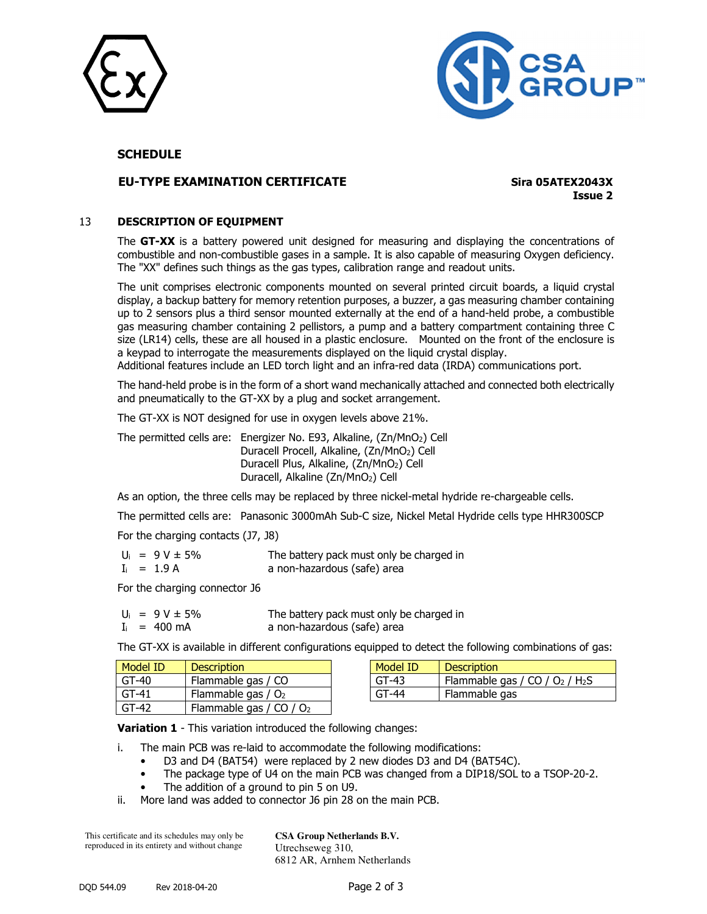**SCHEDULE**

**EU-TYPE EXAMINATION CERTIFICATE**

**Sira 05ATEX2043X**
**Issue 2**

## 13 DESCRIPTION OF EQUIPMENT

The **GT-XX** is a battery powered unit designed for measuring and displaying the concentrations of combustible and non-combustible gases in a sample. It is also capable of measuring Oxygen deficiency. The "XX" defines such things as the gas types, calibration range and readout units.

The unit comprises electronic components mounted on several printed circuit boards, a liquid crystal display, a backup battery for memory retention purposes, a buzzer, a gas measuring chamber containing up to 2 sensors plus a third sensor mounted externally at the end of a hand-held probe, a combustible gas measuring chamber containing 2 pellistors, a pump and a battery compartment containing three C size (LR14) cells, these are all housed in a plastic enclosure. Mounted on the front of the enclosure is a keypad to interrogate the measurements displayed on the liquid crystal display.
Additional features include an LED torch light and an infra-red data (IRDA) communications port.

The hand-held probe is in the form of a short wand mechanically attached and connected both electrically and pneumatically to the GT-XX by a plug and socket arrangement.

The GT-XX is NOT designed for use in oxygen levels above 21%.

The permitted cells are: Energizer No. E93, Alkaline, ($Zn/MnO_2$) Cell
Duracell Procell, Alkaline, ($Zn/MnO_2$) Cell
Duracell Plus, Alkaline, ($Zn/MnO_2$) Cell
Duracell, Alkaline ($Zn/MnO_2$) Cell

As an option, the three cells may be replaced by three nickel-metal hydride re-chargeable cells.

The permitted cells are: Panasonic 3000mAh Sub-C size, Nickel Metal Hydride cells type HHR300SCP

For the charging contacts (J7, J8)

$U_i$ = 9 V ± 5% — The battery pack must only be charged in
$I_i$ = 1.9 A — a non-hazardous (safe) area

For the charging connector J6

$U_i$ = 9 V ± 5% — The battery pack must only be charged in
$I_i$ = 400 mA — a non-hazardous (safe) area

The GT-XX is available in different configurations equipped to detect the following combinations of gas:

| Model ID | Description |
|---|---|
| GT-40 | Flammable gas / CO |
| GT-41 | Flammable gas / $O_2$ |
| GT-42 | Flammable gas / CO / $O_2$ |
| GT-43 | Flammable gas / CO / $O_2$ / $H_2S$ |
| GT-44 | Flammable gas |

**Variation 1** - This variation introduced the following changes:

i. The main PCB was re-laid to accommodate the following modifications:
   - D3 and D4 (BAT54) were replaced by 2 new diodes D3 and D4 (BAT54C).
   - The package type of U4 on the main PCB was changed from a DIP18/SOL to a TSOP-20-2.
   - The addition of a ground to pin 5 on U9.

ii. More land was added to connector J6 pin 28 on the main PCB.

This certificate and its schedules may only be reproduced in its entirety and without change

**CSA Group Netherlands B.V.**
Utrechseweg 310,
6812 AR, Arnhem Netherlands

DQD 544.09 Rev 2018-04-20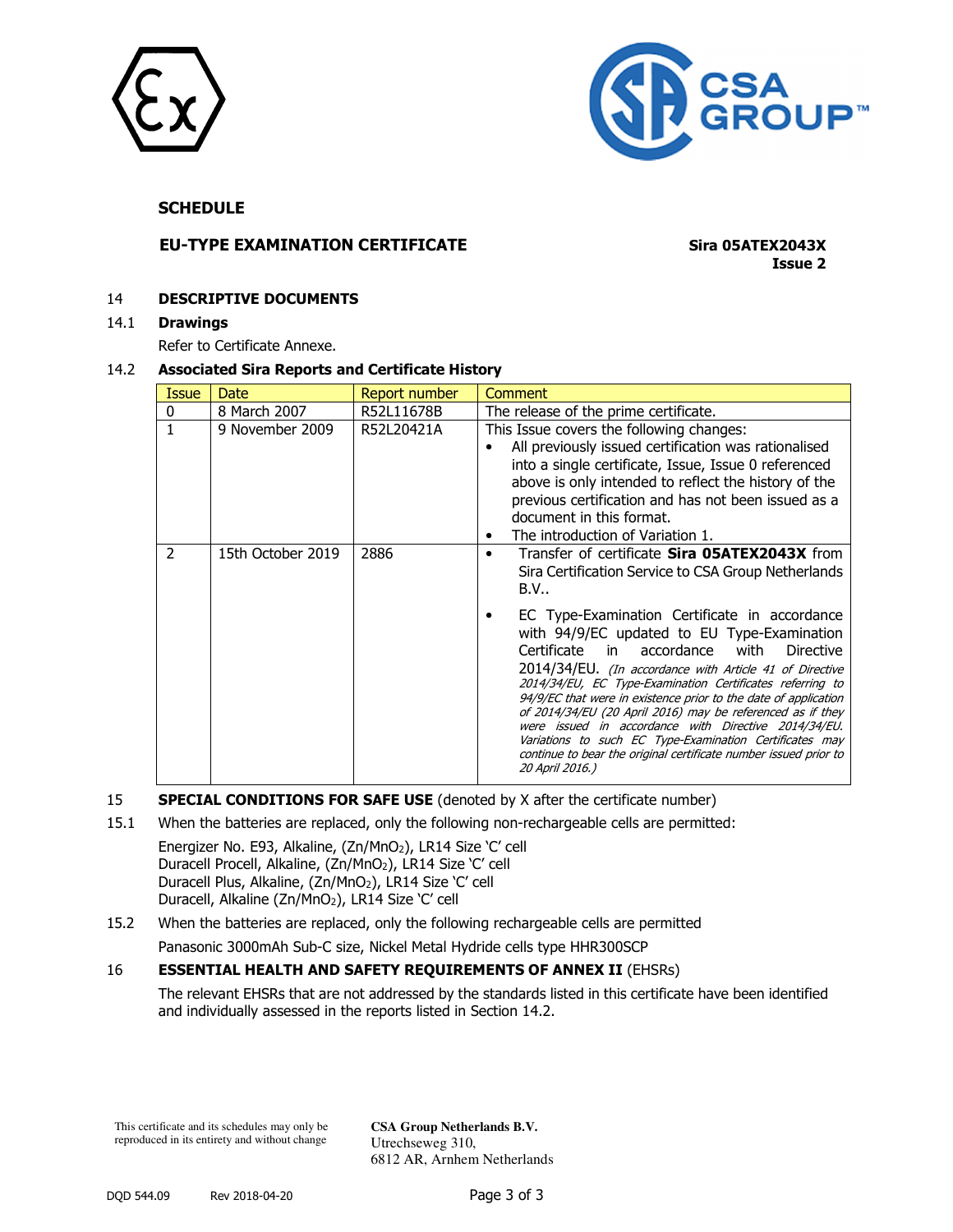## SCHEDULE

### EU-TYPE EXAMINATION CERTIFICATE

**Sira 05ATEX2043X**
**Issue 2**

14 **DESCRIPTIVE DOCUMENTS**

14.1 **Drawings**

Refer to Certificate Annexe.

14.2 **Associated Sira Reports and Certificate History**

| Issue | Date | Report number | Comment |
|---|---|---|---|
| 0 | 8 March 2007 | R52L11678B | The release of the prime certificate. |
| 1 | 9 November 2009 | R52L20421A | This Issue covers the following changes:<br>• All previously issued certification was rationalised into a single certificate, Issue, Issue 0 referenced above is only intended to reflect the history of the previous certification and has not been issued as a document in this format.<br>• The introduction of Variation 1. |
| 2 | 15th October 2019 | 2886 | • Transfer of certificate **Sira 05ATEX2043X** from Sira Certification Service to CSA Group Netherlands B.V..<br>• EC Type-Examination Certificate in accordance with 94/9/EC updated to EU Type-Examination Certificate in accordance with Directive 2014/34/EU. *(In accordance with Article 41 of Directive 2014/34/EU, EC Type-Examination Certificates referring to 94/9/EC that were in existence prior to the date of application of 2014/34/EU (20 April 2016) may be referenced as if they were issued in accordance with Directive 2014/34/EU. Variations to such EC Type-Examination Certificates may continue to bear the original certificate number issued prior to 20 April 2016.)* |

15 **SPECIAL CONDITIONS FOR SAFE USE** (denoted by X after the certificate number)

15.1 When the batteries are replaced, only the following non-rechargeable cells are permitted:

Energizer No. E93, Alkaline, ($Zn/MnO_2$), LR14 Size 'C' cell
Duracell Procell, Alkaline, ($Zn/MnO_2$), LR14 Size 'C' cell
Duracell Plus, Alkaline, ($Zn/MnO_2$), LR14 Size 'C' cell
Duracell, Alkaline ($Zn/MnO_2$), LR14 Size 'C' cell

15.2 When the batteries are replaced, only the following rechargeable cells are permitted

Panasonic 3000mAh Sub-C size, Nickel Metal Hydride cells type HHR300SCP

16 **ESSENTIAL HEALTH AND SAFETY REQUIREMENTS OF ANNEX II** (EHSRs)

The relevant EHSRs that are not addressed by the standards listed in this certificate have been identified and individually assessed in the reports listed in Section 14.2.

This certificate and its schedules may only be reproduced in its entirety and without change

**CSA Group Netherlands B.V.**
Utrechseweg 310,
6812 AR, Arnhem Netherlands

DQD 544.09 Rev 2018-04-20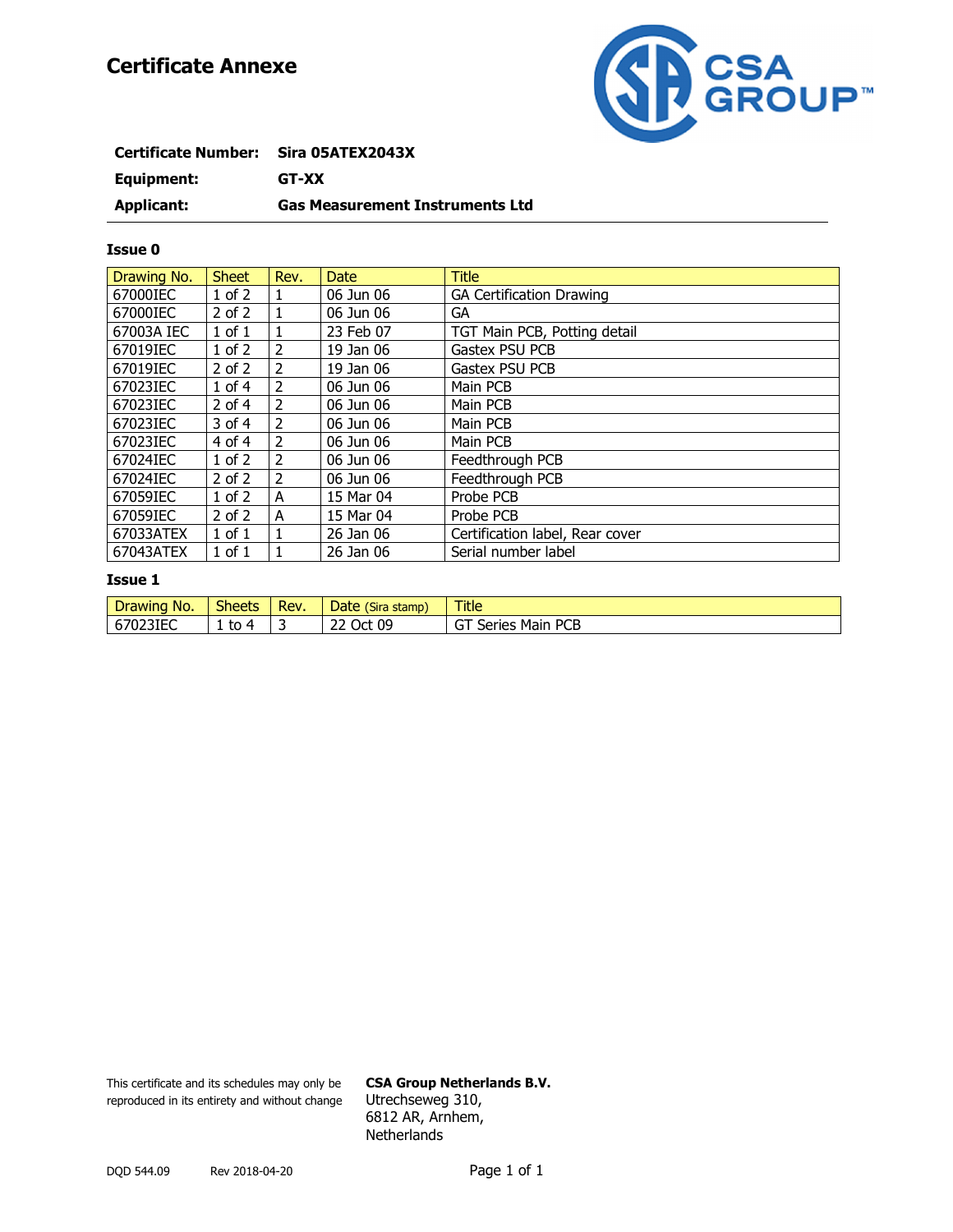# Certificate Annexe

| | |
|---|---|
| **Certificate Number:** | **Sira 05ATEX2043X** |
| **Equipment:** | **GT-XX** |
| **Applicant:** | **Gas Measurement Instruments Ltd** |

**Issue 0**

| Drawing No. | Sheet | Rev. | Date | Title |
|---|---|---|---|---|
| 67000IEC | 1 of 2 | 1 | 06 Jun 06 | GA Certification Drawing |
| 67000IEC | 2 of 2 | 1 | 06 Jun 06 | GA |
| 67003A IEC | 1 of 1 | 1 | 23 Feb 07 | TGT Main PCB, Potting detail |
| 67019IEC | 1 of 2 | 2 | 19 Jan 06 | Gastex PSU PCB |
| 67019IEC | 2 of 2 | 2 | 19 Jan 06 | Gastex PSU PCB |
| 67023IEC | 1 of 4 | 2 | 06 Jun 06 | Main PCB |
| 67023IEC | 2 of 4 | 2 | 06 Jun 06 | Main PCB |
| 67023IEC | 3 of 4 | 2 | 06 Jun 06 | Main PCB |
| 67023IEC | 4 of 4 | 2 | 06 Jun 06 | Main PCB |
| 67024IEC | 1 of 2 | 2 | 06 Jun 06 | Feedthrough PCB |
| 67024IEC | 2 of 2 | 2 | 06 Jun 06 | Feedthrough PCB |
| 67059IEC | 1 of 2 | A | 15 Mar 04 | Probe PCB |
| 67059IEC | 2 of 2 | A | 15 Mar 04 | Probe PCB |
| 67033ATEX | 1 of 1 | 1 | 26 Jan 06 | Certification label, Rear cover |
| 67043ATEX | 1 of 1 | 1 | 26 Jan 06 | Serial number label |

**Issue 1**

| Drawing No. | Sheets | Rev. | Date (Sira stamp) | Title |
|---|---|---|---|---|
| 67023IEC | 1 to 4 | 3 | 22 Oct 09 | GT Series Main PCB |

This certificate and its schedules may only be reproduced in its entirety and without change

**CSA Group Netherlands B.V.**
Utrechseweg 310,
6812 AR, Arnhem,
Netherlands

DQD 544.09 Rev 2018-04-20